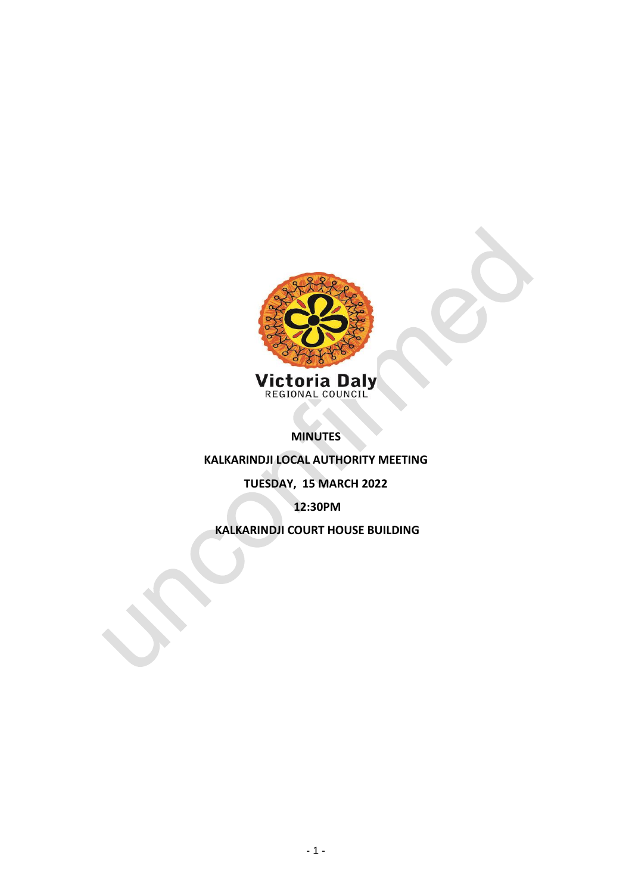Victoria Daly
REGIONAL COUNCIL

**MINUTES**

**KALKARINDJI LOCAL AUTHORITY MEETING**

**TUESDAY, 15 MARCH 2022**

**12:30PM**

**KALKARINDJI COURT HOUSE BUILDING**

unconfirmed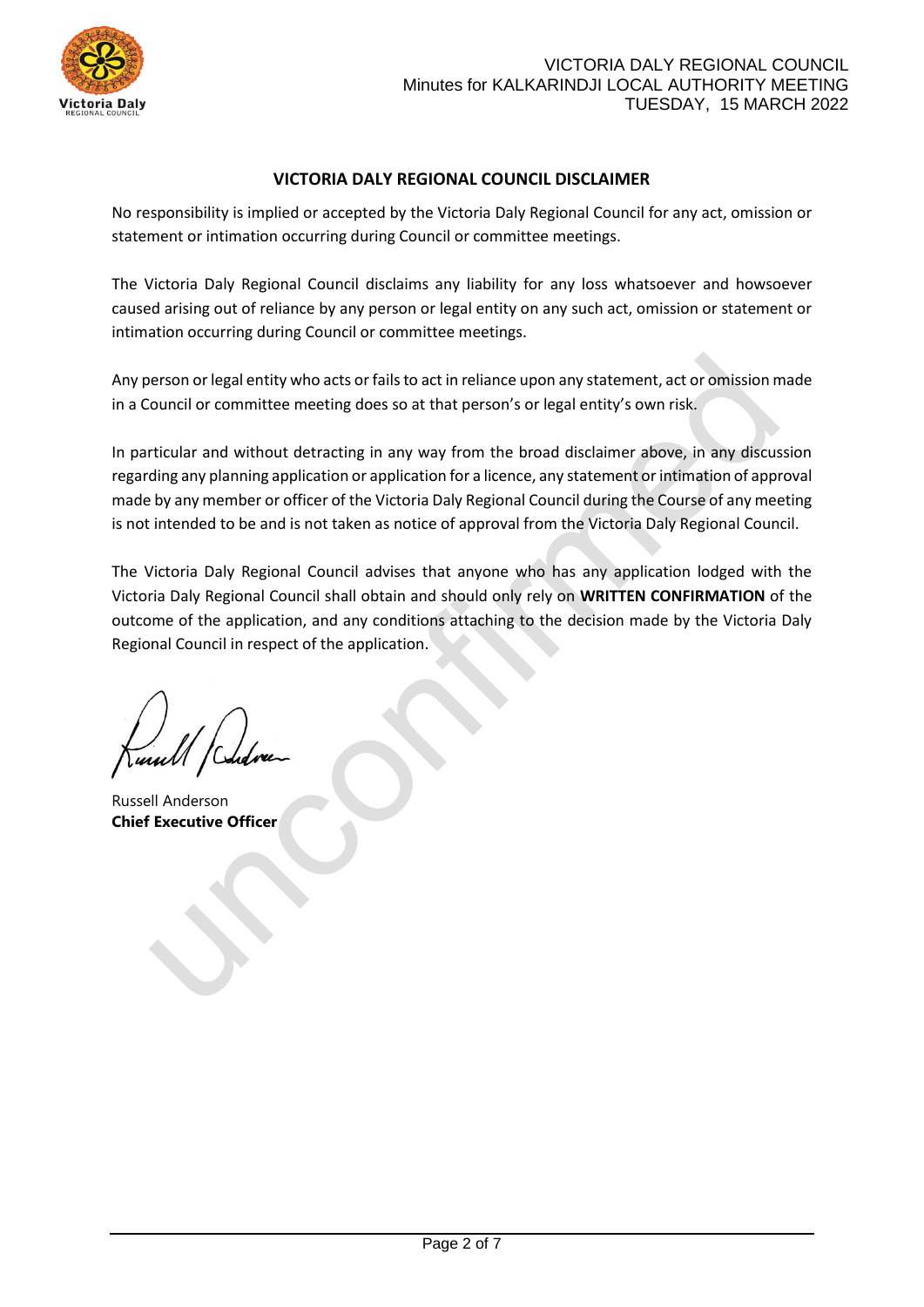## VICTORIA DALY REGIONAL COUNCIL DISCLAIMER

No responsibility is implied or accepted by the Victoria Daly Regional Council for any act, omission or statement or intimation occurring during Council or committee meetings.

The Victoria Daly Regional Council disclaims any liability for any loss whatsoever and howsoever caused arising out of reliance by any person or legal entity on any such act, omission or statement or intimation occurring during Council or committee meetings.

Any person or legal entity who acts or fails to act in reliance upon any statement, act or omission made in a Council or committee meeting does so at that person's or legal entity's own risk.

In particular and without detracting in any way from the broad disclaimer above, in any discussion regarding any planning application or application for a licence, any statement or intimation of approval made by any member or officer of the Victoria Daly Regional Council during the Course of any meeting is not intended to be and is not taken as notice of approval from the Victoria Daly Regional Council.

The Victoria Daly Regional Council advises that anyone who has any application lodged with the Victoria Daly Regional Council shall obtain and should only rely on **WRITTEN CONFIRMATION** of the outcome of the application, and any conditions attaching to the decision made by the Victoria Daly Regional Council in respect of the application.

Russell Anderson
**Chief Executive Officer**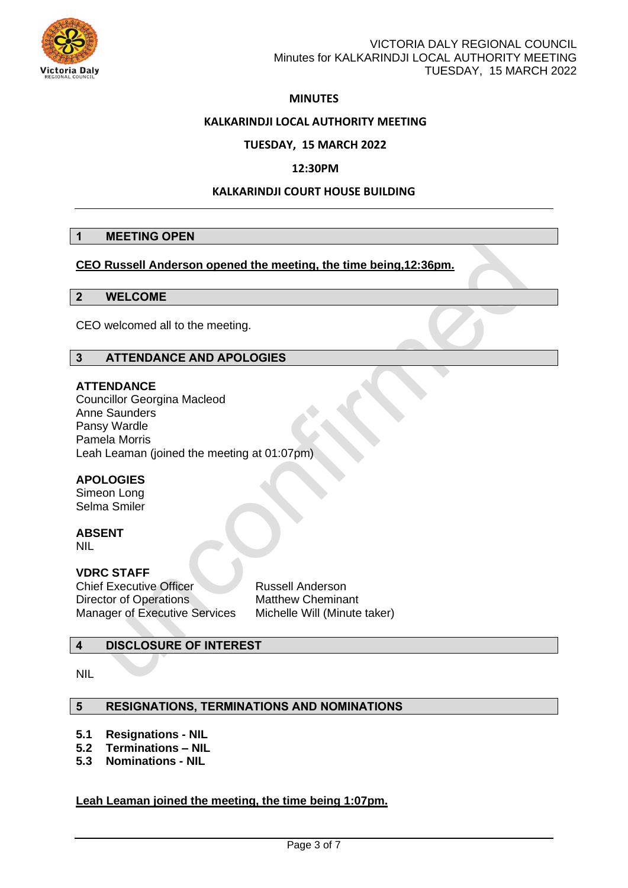**MINUTES**

**KALKARINDJI LOCAL AUTHORITY MEETING**

**TUESDAY, 15 MARCH 2022**

**12:30PM**

**KALKARINDJI COURT HOUSE BUILDING**

---

## 1 MEETING OPEN

**CEO Russell Anderson opened the meeting, the time being,12:36pm.**

## 2 WELCOME

CEO welcomed all to the meeting.

## 3 ATTENDANCE AND APOLOGIES

**ATTENDANCE**
Councillor Georgina Macleod
Anne Saunders
Pansy Wardle
Pamela Morris
Leah Leaman (joined the meeting at 01:07pm)

**APOLOGIES**
Simeon Long
Selma Smiler

**ABSENT**
NIL

**VDRC STAFF**

| | |
|---|---|
| Chief Executive Officer | Russell Anderson |
| Director of Operations | Matthew Cheminant |
| Manager of Executive Services | Michelle Will (Minute taker) |

## 4 DISCLOSURE OF INTEREST

NIL

## 5 RESIGNATIONS, TERMINATIONS AND NOMINATIONS

**5.1 Resignations - NIL**
**5.2 Terminations – NIL**
**5.3 Nominations - NIL**

**Leah Leaman joined the meeting, the time being 1:07pm.**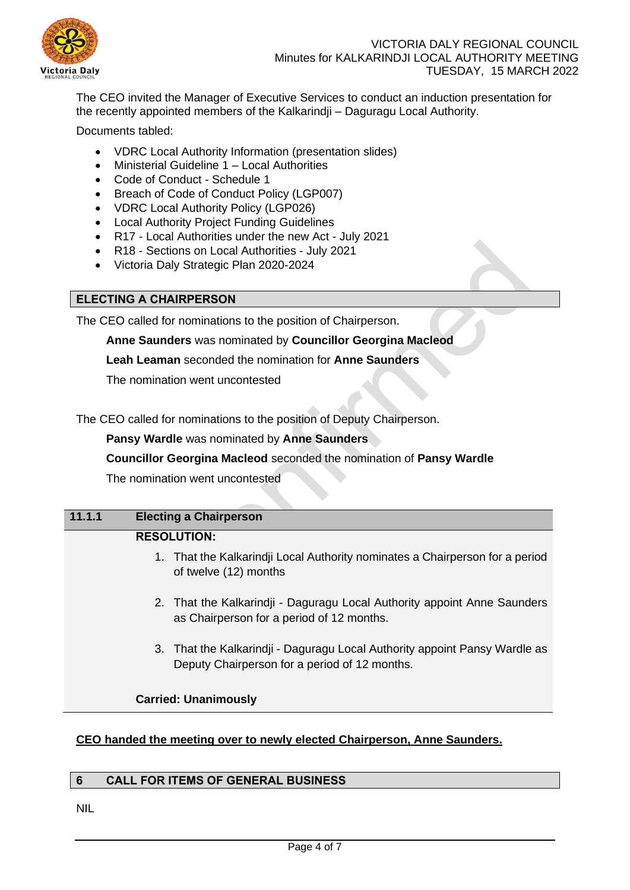The CEO invited the Manager of Executive Services to conduct an induction presentation for the recently appointed members of the Kalkarindji – Daguragu Local Authority.

Documents tabled:

- VDRC Local Authority Information (presentation slides)
- Ministerial Guideline 1 – Local Authorities
- Code of Conduct - Schedule 1
- Breach of Code of Conduct Policy (LGP007)
- VDRC Local Authority Policy (LGP026)
- Local Authority Project Funding Guidelines
- R17 - Local Authorities under the new Act - July 2021
- R18 - Sections on Local Authorities - July 2021
- Victoria Daly Strategic Plan 2020-2024

## ELECTING A CHAIRPERSON

The CEO called for nominations to the position of Chairperson.

**Anne Saunders** was nominated by **Councillor Georgina Macleod**

**Leah Leaman** seconded the nomination for **Anne Saunders**

The nomination went uncontested

The CEO called for nominations to the position of Deputy Chairperson.

**Pansy Wardle** was nominated by **Anne Saunders**

**Councillor Georgina Macleod** seconded the nomination of **Pansy Wardle**

The nomination went uncontested

### 11.1.1 Electing a Chairperson

**RESOLUTION:**

1. That the Kalkarindji Local Authority nominates a Chairperson for a period of twelve (12) months

2. That the Kalkarindji - Daguragu Local Authority appoint Anne Saunders as Chairperson for a period of 12 months.

3. That the Kalkarindji - Daguragu Local Authority appoint Pansy Wardle as Deputy Chairperson for a period of 12 months.

**Carried: Unanimously**

**CEO handed the meeting over to newly elected Chairperson, Anne Saunders.**

## 6 CALL FOR ITEMS OF GENERAL BUSINESS

NIL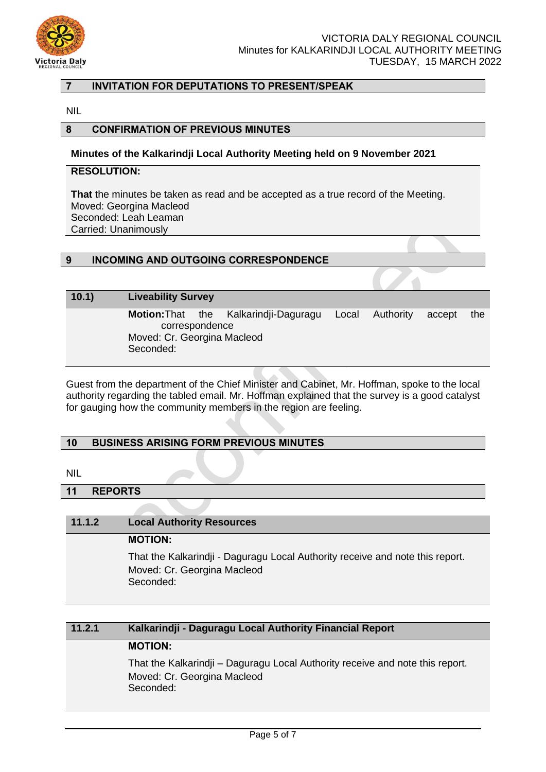## 7 INVITATION FOR DEPUTATIONS TO PRESENT/SPEAK

NIL

## 8 CONFIRMATION OF PREVIOUS MINUTES

**Minutes of the Kalkarindji Local Authority Meeting held on 9 November 2021**

**RESOLUTION:**

**That** the minutes be taken as read and be accepted as a true record of the Meeting.
Moved: Georgina Macleod
Seconded: Leah Leaman
Carried: Unanimously

## 9 INCOMING AND OUTGOING CORRESPONDENCE

### 10.1) Liveability Survey

**Motion:** That the Kalkarindji-Daguragu Local Authority accept the correspondence
Moved: Cr. Georgina Macleod
Seconded:

Guest from the department of the Chief Minister and Cabinet, Mr. Hoffman, spoke to the local authority regarding the tabled email. Mr. Hoffman explained that the survey is a good catalyst for gauging how the community members in the region are feeling.

## 10 BUSINESS ARISING FORM PREVIOUS MINUTES

NIL

## 11 REPORTS

### 11.1.2 Local Authority Resources

**MOTION:**

That the Kalkarindji - Daguragu Local Authority receive and note this report.
Moved: Cr. Georgina Macleod
Seconded:

### 11.2.1 Kalkarindji - Daguragu Local Authority Financial Report

**MOTION:**

That the Kalkarindji – Daguragu Local Authority receive and note this report.
Moved: Cr. Georgina Macleod
Seconded: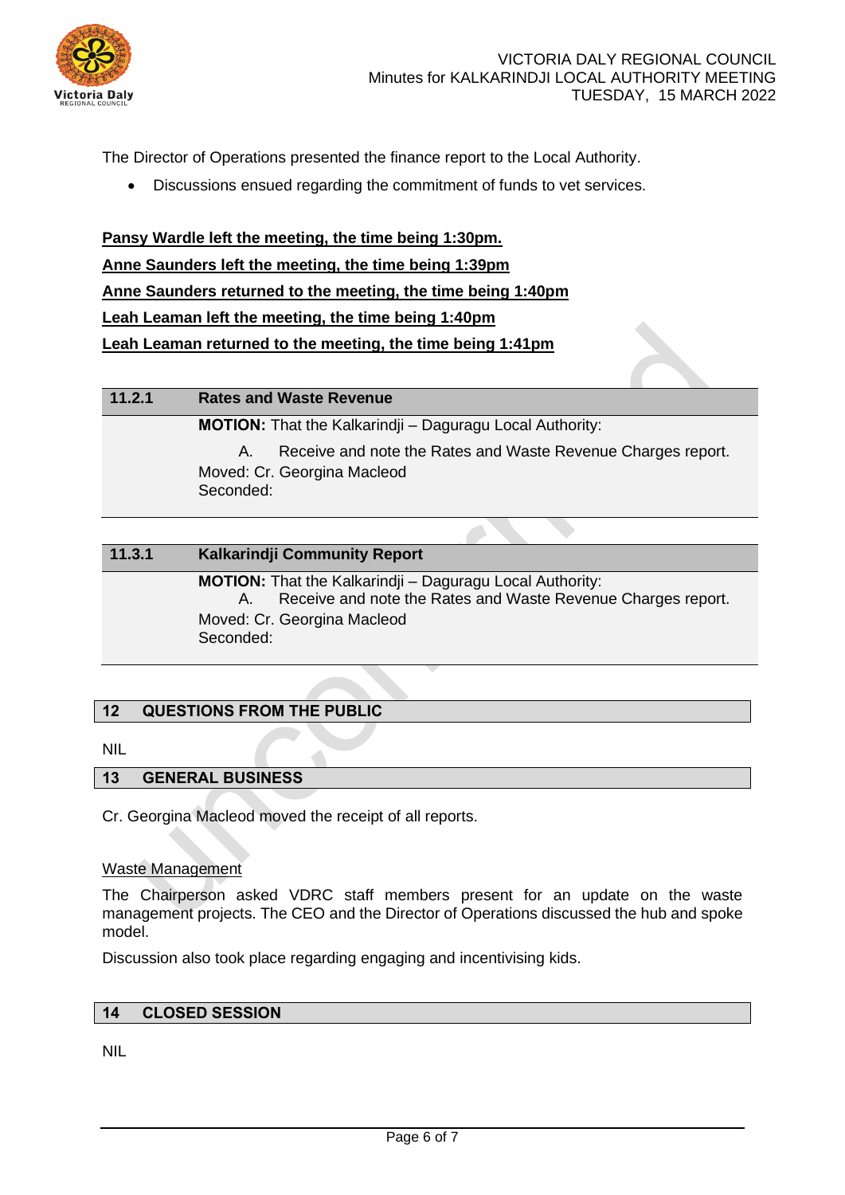The Director of Operations presented the finance report to the Local Authority.

- Discussions ensued regarding the commitment of funds to vet services.

**Pansy Wardle left the meeting, the time being 1:30pm.**

**Anne Saunders left the meeting, the time being 1:39pm**

**Anne Saunders returned to the meeting, the time being 1:40pm**

**Leah Leaman left the meeting, the time being 1:40pm**

**Leah Leaman returned to the meeting, the time being 1:41pm**

| 11.2.1 | Rates and Waste Revenue |
|---|---|
| | **MOTION:** That the Kalkarindji – Dagaragu Local Authority:<br>A. Receive and note the Rates and Waste Revenue Charges report.<br>Moved: Cr. Georgina Macleod<br>Seconded: |

| 11.3.1 | Kalkarindji Community Report |
|---|---|
| | **MOTION:** That the Kalkarindji – Dagaragu Local Authority:<br>A. Receive and note the Rates and Waste Revenue Charges report.<br>Moved: Cr. Georgina Macleod<br>Seconded: |

## 12 QUESTIONS FROM THE PUBLIC

NIL

## 13 GENERAL BUSINESS

Cr. Georgina Macleod moved the receipt of all reports.

Waste Management

The Chairperson asked VDRC staff members present for an update on the waste management projects. The CEO and the Director of Operations discussed the hub and spoke model.

Discussion also took place regarding engaging and incentivising kids.

## 14 CLOSED SESSION

NIL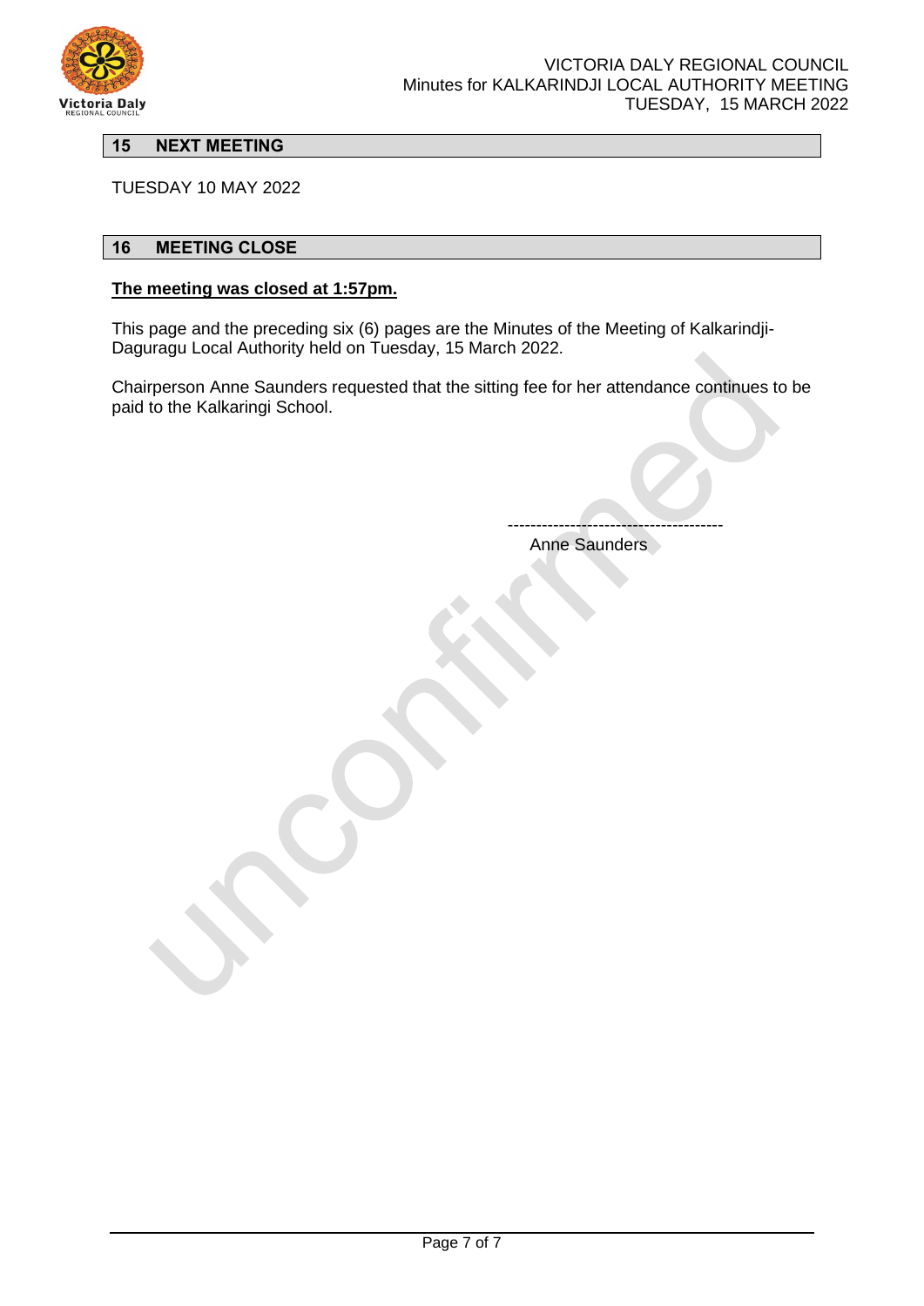## 15 NEXT MEETING

TUESDAY 10 MAY 2022

## 16 MEETING CLOSE

**The meeting was closed at 1:57pm.**

This page and the preceding six (6) pages are the Minutes of the Meeting of Kalkarindji-Daguragu Local Authority held on Tuesday, 15 March 2022.

Chairperson Anne Saunders requested that the sitting fee for her attendance continues to be paid to the Kalkaringi School.

--------------------------------------

Anne Saunders

unconfirmed